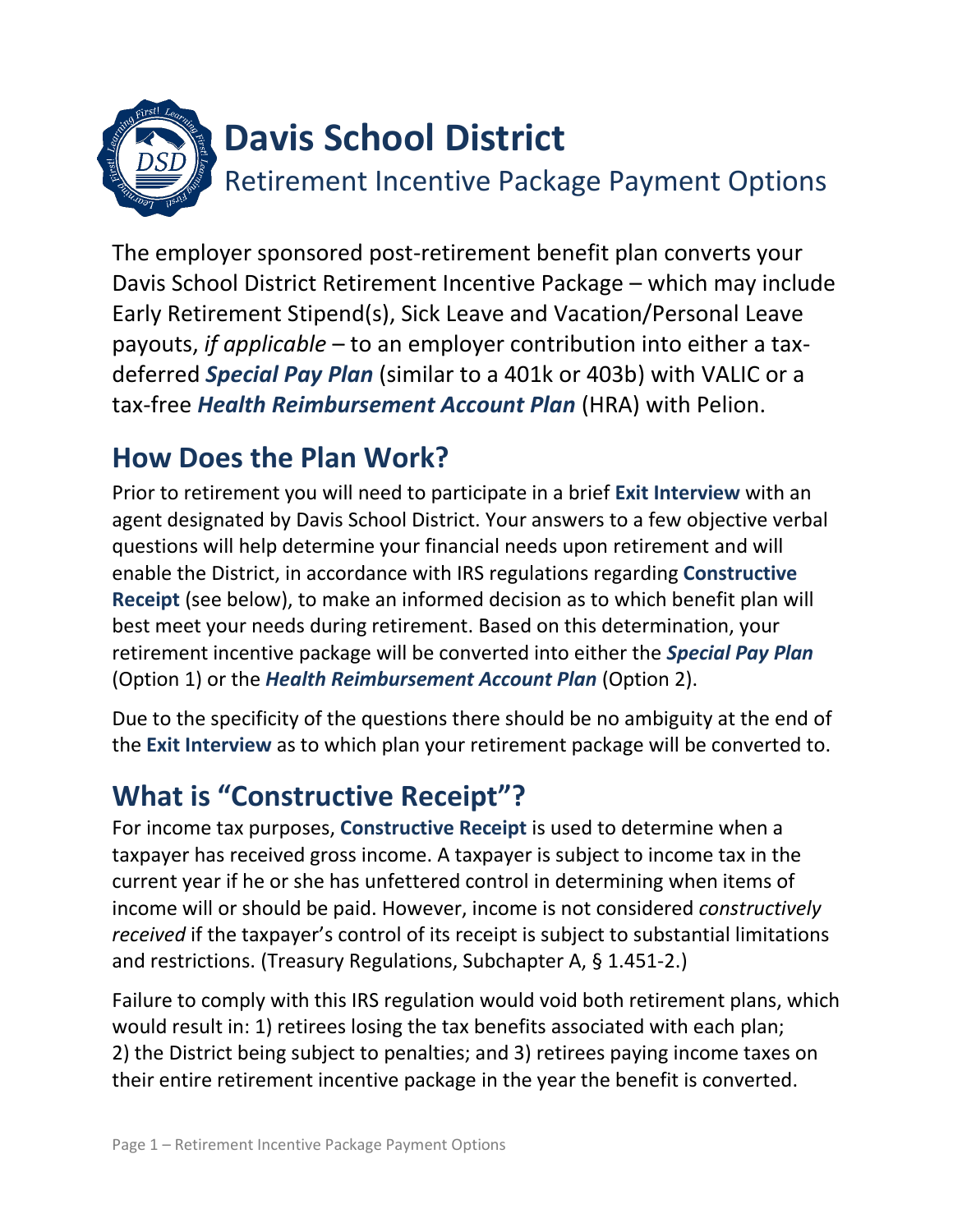# Davis School District

## Retirement Incentive Package Payment Options

The employer sponsored post-retirement benefit plan converts your Davis School District Retirement Incentive Package – which may include Early Retirement Stipend(s), Sick Leave and Vacation/Personal Leave payouts, *if applicable* – to an employer contribution into either a tax-deferred ***Special Pay Plan*** (similar to a 401k or 403b) with VALIC or a tax-free ***Health Reimbursement Account Plan*** (HRA) with Pelion.

## How Does the Plan Work?

Prior to retirement you will need to participate in a brief **Exit Interview** with an agent designated by Davis School District. Your answers to a few objective verbal questions will help determine your financial needs upon retirement and will enable the District, in accordance with IRS regulations regarding **Constructive Receipt** (see below), to make an informed decision as to which benefit plan will best meet your needs during retirement. Based on this determination, your retirement incentive package will be converted into either the ***Special Pay Plan*** (Option 1) or the ***Health Reimbursement Account Plan*** (Option 2).

Due to the specificity of the questions there should be no ambiguity at the end of the **Exit Interview** as to which plan your retirement package will be converted to.

## What is "Constructive Receipt"?

For income tax purposes, **Constructive Receipt** is used to determine when a taxpayer has received gross income. A taxpayer is subject to income tax in the current year if he or she has unfettered control in determining when items of income will or should be paid. However, income is not considered *constructively received* if the taxpayer's control of its receipt is subject to substantial limitations and restrictions. (Treasury Regulations, Subchapter A, § 1.451-2.)

Failure to comply with this IRS regulation would void both retirement plans, which would result in: 1) retirees losing the tax benefits associated with each plan; 2) the District being subject to penalties; and 3) retirees paying income taxes on their entire retirement incentive package in the year the benefit is converted.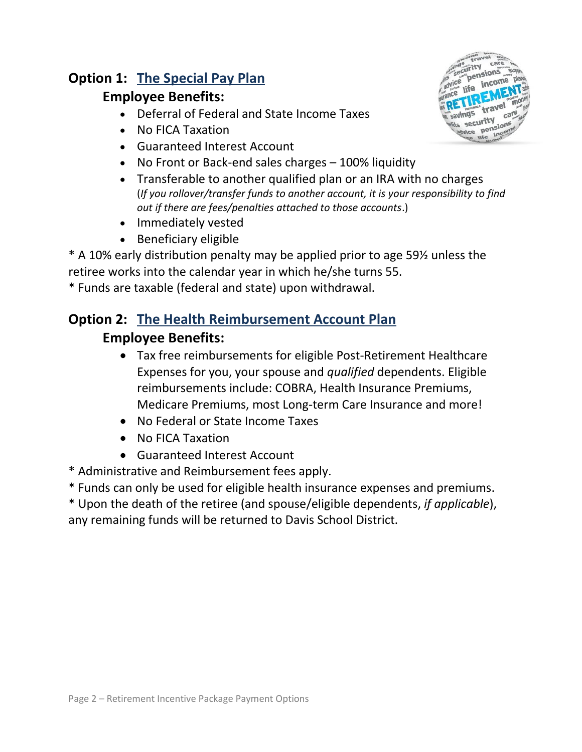## Option 1: The Special Pay Plan

### Employee Benefits:

- Deferral of Federal and State Income Taxes
- No FICA Taxation
- Guaranteed Interest Account
- No Front or Back-end sales charges – 100% liquidity
- Transferable to another qualified plan or an IRA with no charges (*If you rollover/transfer funds to another account, it is your responsibility to find out if there are fees/penalties attached to those accounts*.)
- Immediately vested
- Beneficiary eligible

* A 10% early distribution penalty may be applied prior to age 59½ unless the retiree works into the calendar year in which he/she turns 55.

* Funds are taxable (federal and state) upon withdrawal.

## Option 2: The Health Reimbursement Account Plan

### Employee Benefits:

- Tax free reimbursements for eligible Post-Retirement Healthcare Expenses for you, your spouse and *qualified* dependents. Eligible reimbursements include: COBRA, Health Insurance Premiums, Medicare Premiums, most Long-term Care Insurance and more!
- No Federal or State Income Taxes
- No FICA Taxation
- Guaranteed Interest Account

* Administrative and Reimbursement fees apply.

* Funds can only be used for eligible health insurance expenses and premiums.

* Upon the death of the retiree (and spouse/eligible dependents, *if applicable*), any remaining funds will be returned to Davis School District.